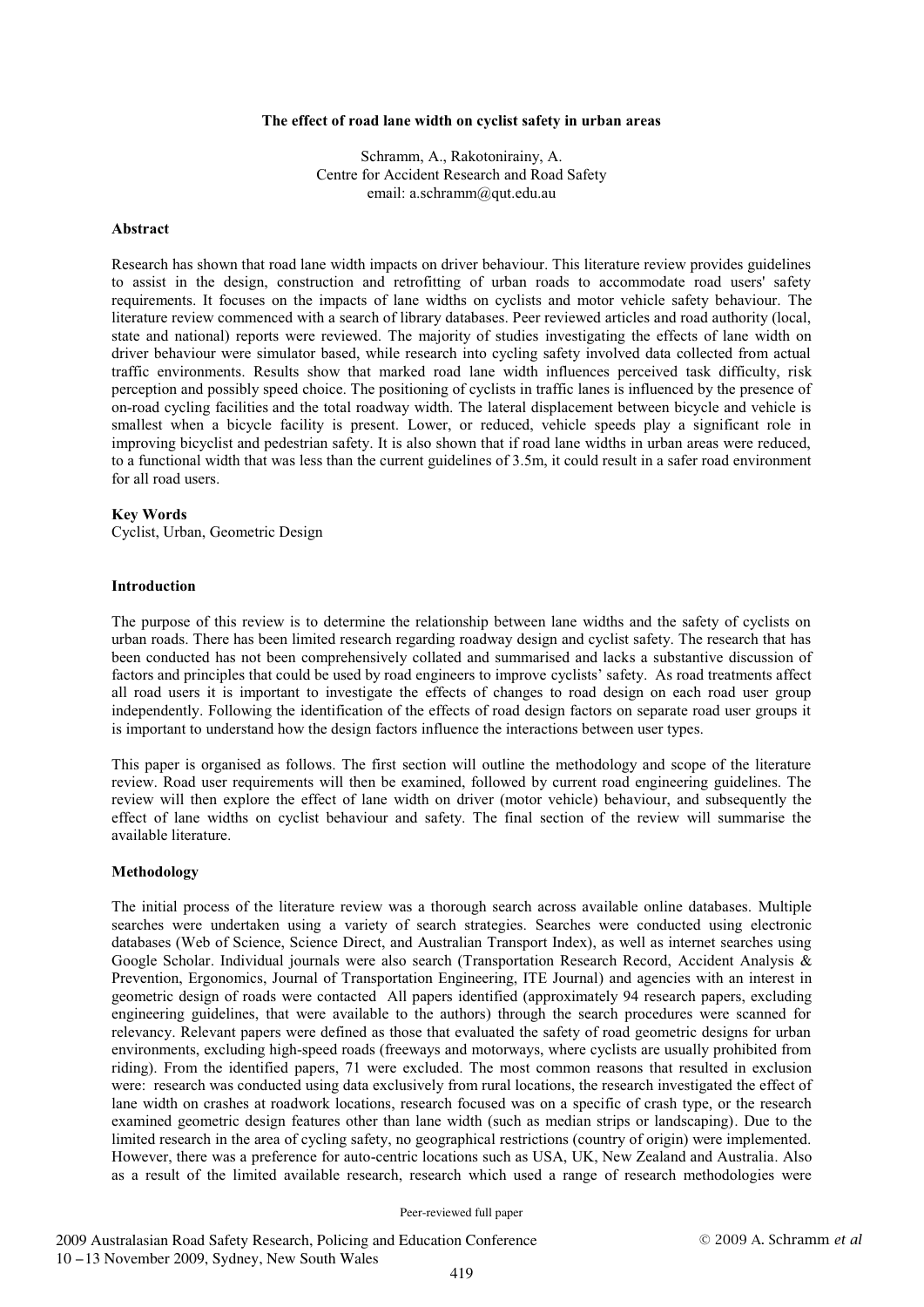# The effect of road lane width on cyclist safety in urban areas

Schramm, A., Rakotonirainy, A.
Centre for Accident Research and Road Safety
email: a.schramm@qut.edu.au

## Abstract

Research has shown that road lane width impacts on driver behaviour. This literature review provides guidelines to assist in the design, construction and retrofitting of urban roads to accommodate road users' safety requirements. It focuses on the impacts of lane widths on cyclists and motor vehicle safety behaviour. The literature review commenced with a search of library databases. Peer reviewed articles and road authority (local, state and national) reports were reviewed. The majority of studies investigating the effects of lane width on driver behaviour were simulator based, while research into cycling safety involved data collected from actual traffic environments. Results show that marked road lane width influences perceived task difficulty, risk perception and possibly speed choice. The positioning of cyclists in traffic lanes is influenced by the presence of on-road cycling facilities and the total roadway width. The lateral displacement between bicycle and vehicle is smallest when a bicycle facility is present. Lower, or reduced, vehicle speeds play a significant role in improving bicyclist and pedestrian safety. It is also shown that if road lane widths in urban areas were reduced, to a functional width that was less than the current guidelines of 3.5m, it could result in a safer road environment for all road users.

## Key Words

Cyclist, Urban, Geometric Design

## Introduction

The purpose of this review is to determine the relationship between lane widths and the safety of cyclists on urban roads. There has been limited research regarding roadway design and cyclist safety. The research that has been conducted has not been comprehensively collated and summarised and lacks a substantive discussion of factors and principles that could be used by road engineers to improve cyclists' safety. As road treatments affect all road users it is important to investigate the effects of changes to road design on each road user group independently. Following the identification of the effects of road design factors on separate road user groups it is important to understand how the design factors influence the interactions between user types.

This paper is organised as follows. The first section will outline the methodology and scope of the literature review. Road user requirements will then be examined, followed by current road engineering guidelines. The review will then explore the effect of lane width on driver (motor vehicle) behaviour, and subsequently the effect of lane widths on cyclist behaviour and safety. The final section of the review will summarise the available literature.

## Methodology

The initial process of the literature review was a thorough search across available online databases. Multiple searches were undertaken using a variety of search strategies. Searches were conducted using electronic databases (Web of Science, Science Direct, and Australian Transport Index), as well as internet searches using Google Scholar. Individual journals were also search (Transportation Research Record, Accident Analysis & Prevention, Ergonomics, Journal of Transportation Engineering, ITE Journal) and agencies with an interest in geometric design of roads were contacted All papers identified (approximately 94 research papers, excluding engineering guidelines, that were available to the authors) through the search procedures were scanned for relevancy. Relevant papers were defined as those that evaluated the safety of road geometric designs for urban environments, excluding high-speed roads (freeways and motorways, where cyclists are usually prohibited from riding). From the identified papers, 71 were excluded. The most common reasons that resulted in exclusion were: research was conducted using data exclusively from rural locations, the research investigated the effect of lane width on crashes at roadwork locations, research focused was on a specific of crash type, or the research examined geometric design features other than lane width (such as median strips or landscaping). Due to the limited research in the area of cycling safety, no geographical restrictions (country of origin) were implemented. However, there was a preference for auto-centric locations such as USA, UK, New Zealand and Australia. Also as a result of the limited available research, research which used a range of research methodologies were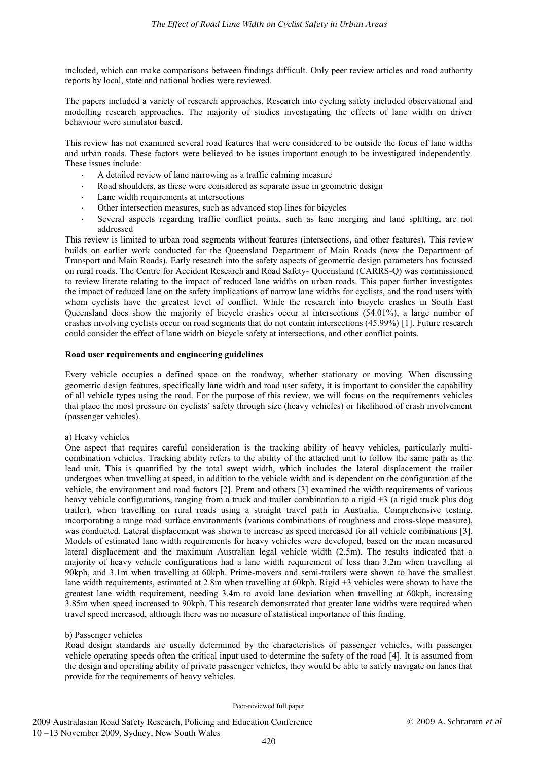included, which can make comparisons between findings difficult. Only peer review articles and road authority reports by local, state and national bodies were reviewed.

The papers included a variety of research approaches. Research into cycling safety included observational and modelling research approaches. The majority of studies investigating the effects of lane width on driver behaviour were simulator based.

This review has not examined several road features that were considered to be outside the focus of lane widths and urban roads. These factors were believed to be issues important enough to be investigated independently. These issues include:

- A detailed review of lane narrowing as a traffic calming measure
- Road shoulders, as these were considered as separate issue in geometric design
- Lane width requirements at intersections
- Other intersection measures, such as advanced stop lines for bicycles
- Several aspects regarding traffic conflict points, such as lane merging and lane splitting, are not addressed

This review is limited to urban road segments without features (intersections, and other features). This review builds on earlier work conducted for the Queensland Department of Main Roads (now the Department of Transport and Main Roads). Early research into the safety aspects of geometric design parameters has focussed on rural roads. The Centre for Accident Research and Road Safety- Queensland (CARRS-Q) was commissioned to review literate relating to the impact of reduced lane widths on urban roads. This paper further investigates the impact of reduced lane on the safety implications of narrow lane widths for cyclists, and the road users with whom cyclists have the greatest level of conflict. While the research into bicycle crashes in South East Queensland does show the majority of bicycle crashes occur at intersections (54.01%), a large number of crashes involving cyclists occur on road segments that do not contain intersections (45.99%) [1]. Future research could consider the effect of lane width on bicycle safety at intersections, and other conflict points.

**Road user requirements and engineering guidelines**

Every vehicle occupies a defined space on the roadway, whether stationary or moving. When discussing geometric design features, specifically lane width and road user safety, it is important to consider the capability of all vehicle types using the road. For the purpose of this review, we will focus on the requirements vehicles that place the most pressure on cyclists' safety through size (heavy vehicles) or likelihood of crash involvement (passenger vehicles).

a) Heavy vehicles

One aspect that requires careful consideration is the tracking ability of heavy vehicles, particularly multi-combination vehicles. Tracking ability refers to the ability of the attached unit to follow the same path as the lead unit. This is quantified by the total swept width, which includes the lateral displacement the trailer undergoes when travelling at speed, in addition to the vehicle width and is dependent on the configuration of the vehicle, the environment and road factors [2]. Prem and others [3] examined the width requirements of various heavy vehicle configurations, ranging from a truck and trailer combination to a rigid +3 (a rigid truck plus dog trailer), when travelling on rural roads using a straight travel path in Australia. Comprehensive testing, incorporating a range road surface environments (various combinations of roughness and cross-slope measure), was conducted. Lateral displacement was shown to increase as speed increased for all vehicle combinations [3]. Models of estimated lane width requirements for heavy vehicles were developed, based on the mean measured lateral displacement and the maximum Australian legal vehicle width (2.5m). The results indicated that a majority of heavy vehicle configurations had a lane width requirement of less than 3.2m when travelling at 90kph, and 3.1m when travelling at 60kph. Prime-movers and semi-trailers were shown to have the smallest lane width requirements, estimated at 2.8m when travelling at 60kph. Rigid +3 vehicles were shown to have the greatest lane width requirement, needing 3.4m to avoid lane deviation when travelling at 60kph, increasing 3.85m when speed increased to 90kph. This research demonstrated that greater lane widths were required when travel speed increased, although there was no measure of statistical importance of this finding.

b) Passenger vehicles

Road design standards are usually determined by the characteristics of passenger vehicles, with passenger vehicle operating speeds often the critical input used to determine the safety of the road [4]. It is assumed from the design and operating ability of private passenger vehicles, they would be able to safely navigate on lanes that provide for the requirements of heavy vehicles.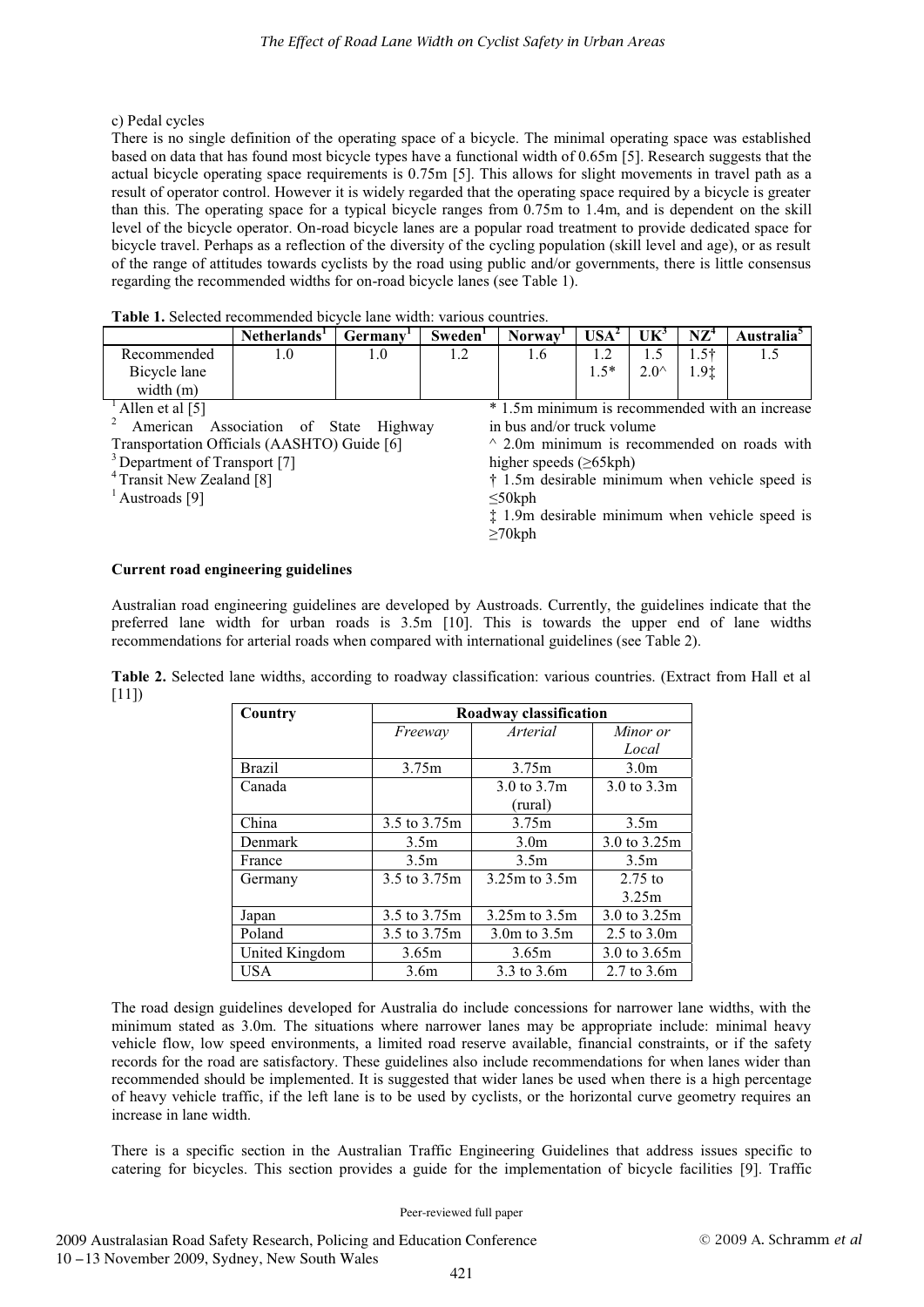c) Pedal cycles

There is no single definition of the operating space of a bicycle. The minimal operating space was established based on data that has found most bicycle types have a functional width of 0.65m [5]. Research suggests that the actual bicycle operating space requirements is 0.75m [5]. This allows for slight movements in travel path as a result of operator control. However it is widely regarded that the operating space required by a bicycle is greater than this. The operating space for a typical bicycle ranges from 0.75m to 1.4m, and is dependent on the skill level of the bicycle operator. On-road bicycle lanes are a popular road treatment to provide dedicated space for bicycle travel. Perhaps as a reflection of the diversity of the cycling population (skill level and age), or as result of the range of attitudes towards cyclists by the road using public and/or governments, there is little consensus regarding the recommended widths for on-road bicycle lanes (see Table 1).

**Table 1.** Selected recommended bicycle lane width: various countries.

| | Netherlands[1] | Germany[1] | Sweden[1] | Norway[1] | USA[2] | UK[3] | NZ[4] | Australia[5] |
|---|---|---|---|---|---|---|---|---|
| Recommended Bicycle lane width (m) | 1.0 | 1.0 | 1.2 | 1.6 | 1.2<br>1.5* | 1.5<br>2.0^ | 1.5†<br>1.9‡ | 1.5 |

[1] Allen et al [5]
[2] American Association of State Highway Transportation Officials (AASHTO) Guide [6]
[3] Department of Transport [7]
[4] Transit New Zealand [8]
[1] Austroads [9]

* 1.5m minimum is recommended with an increase in bus and/or truck volume
^ 2.0m minimum is recommended on roads with higher speeds (≥65kph)
† 1.5m desirable minimum when vehicle speed is ≤50kph
‡ 1.9m desirable minimum when vehicle speed is ≥70kph

**Current road engineering guidelines**

Australian road engineering guidelines are developed by Austroads. Currently, the guidelines indicate that the preferred lane width for urban roads is 3.5m [10]. This is towards the upper end of lane widths recommendations for arterial roads when compared with international guidelines (see Table 2).

**Table 2.** Selected lane widths, according to roadway classification: various countries. (Extract from Hall et al [11])

| Country | Roadway classification | | |
|---|---|---|---|
| | *Freeway* | *Arterial* | *Minor or Local* |
| Brazil | 3.75m | 3.75m | 3.0m |
| Canada | | 3.0 to 3.7m (rural) | 3.0 to 3.3m |
| China | 3.5 to 3.75m | 3.75m | 3.5m |
| Denmark | 3.5m | 3.0m | 3.0 to 3.25m |
| France | 3.5m | 3.5m | 3.5m |
| Germany | 3.5 to 3.75m | 3.25m to 3.5m | 2.75 to 3.25m |
| Japan | 3.5 to 3.75m | 3.25m to 3.5m | 3.0 to 3.25m |
| Poland | 3.5 to 3.75m | 3.0m to 3.5m | 2.5 to 3.0m |
| United Kingdom | 3.65m | 3.65m | 3.0 to 3.65m |
| USA | 3.6m | 3.3 to 3.6m | 2.7 to 3.6m |

The road design guidelines developed for Australia do include concessions for narrower lane widths, with the minimum stated as 3.0m. The situations where narrower lanes may be appropriate include: minimal heavy vehicle flow, low speed environments, a limited road reserve available, financial constraints, or if the safety records for the road are satisfactory. These guidelines also include recommendations for when lanes wider than recommended should be implemented. It is suggested that wider lanes be used when there is a high percentage of heavy vehicle traffic, if the left lane is to be used by cyclists, or the horizontal curve geometry requires an increase in lane width.

There is a specific section in the Australian Traffic Engineering Guidelines that address issues specific to catering for bicycles. This section provides a guide for the implementation of bicycle facilities [9]. Traffic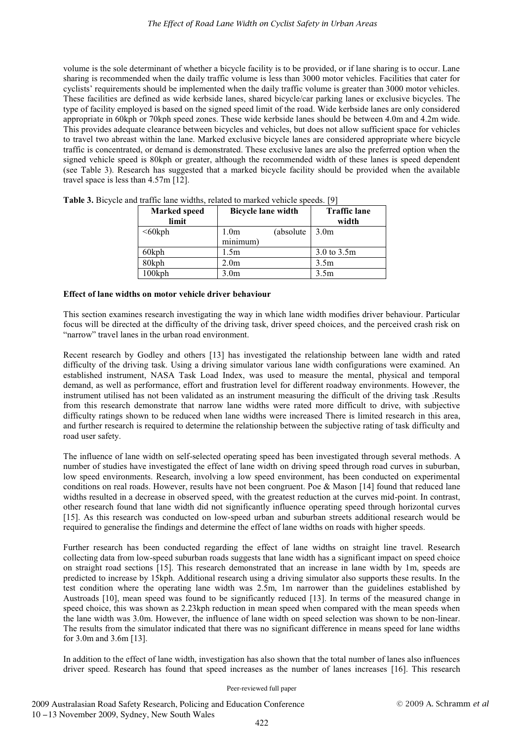volume is the sole determinant of whether a bicycle facility is to be provided, or if lane sharing is to occur. Lane sharing is recommended when the daily traffic volume is less than 3000 motor vehicles. Facilities that cater for cyclists' requirements should be implemented when the daily traffic volume is greater than 3000 motor vehicles. These facilities are defined as wide kerbside lanes, shared bicycle/car parking lanes or exclusive bicycles. The type of facility employed is based on the signed speed limit of the road. Wide kerbside lanes are only considered appropriate in 60kph or 70kph speed zones. These wide kerbside lanes should be between 4.0m and 4.2m wide. This provides adequate clearance between bicycles and vehicles, but does not allow sufficient space for vehicles to travel two abreast within the lane. Marked exclusive bicycle lanes are considered appropriate where bicycle traffic is concentrated, or demand is demonstrated. These exclusive lanes are also the preferred option when the signed vehicle speed is 80kph or greater, although the recommended width of these lanes is speed dependent (see Table 3). Research has suggested that a marked bicycle facility should be provided when the available travel space is less than 4.57m [12].

**Table 3.** Bicycle and traffic lane widths, related to marked vehicle speeds. [9]

| Marked speed limit | Bicycle lane width | Traffic lane width |
|---|---|---|
| <60kph | 1.0m (absolute minimum) | 3.0m |
| 60kph | 1.5m | 3.0 to 3.5m |
| 80kph | 2.0m | 3.5m |
| 100kph | 3.0m | 3.5m |

**Effect of lane widths on motor vehicle driver behaviour**

This section examines research investigating the way in which lane width modifies driver behaviour. Particular focus will be directed at the difficulty of the driving task, driver speed choices, and the perceived crash risk on "narrow" travel lanes in the urban road environment.

Recent research by Godley and others [13] has investigated the relationship between lane width and rated difficulty of the driving task. Using a driving simulator various lane width configurations were examined. An established instrument, NASA Task Load Index, was used to measure the mental, physical and temporal demand, as well as performance, effort and frustration level for different roadway environments. However, the instrument utilised has not been validated as an instrument measuring the difficult of the driving task .Results from this research demonstrate that narrow lane widths were rated more difficult to drive, with subjective difficulty ratings shown to be reduced when lane widths were increased There is limited research in this area, and further research is required to determine the relationship between the subjective rating of task difficulty and road user safety.

The influence of lane width on self-selected operating speed has been investigated through several methods. A number of studies have investigated the effect of lane width on driving speed through road curves in suburban, low speed environments. Research, involving a low speed environment, has been conducted on experimental conditions on real roads. However, results have not been congruent. Poe & Mason [14] found that reduced lane widths resulted in a decrease in observed speed, with the greatest reduction at the curves mid-point. In contrast, other research found that lane width did not significantly influence operating speed through horizontal curves [15]. As this research was conducted on low-speed urban and suburban streets additional research would be required to generalise the findings and determine the effect of lane widths on roads with higher speeds.

Further research has been conducted regarding the effect of lane widths on straight line travel. Research collecting data from low-speed suburban roads suggests that lane width has a significant impact on speed choice on straight road sections [15]. This research demonstrated that an increase in lane width by 1m, speeds are predicted to increase by 15kph. Additional research using a driving simulator also supports these results. In the test condition where the operating lane width was 2.5m, 1m narrower than the guidelines established by Austroads [10], mean speed was found to be significantly reduced [13]. In terms of the measured change in speed choice, this was shown as 2.23kph reduction in mean speed when compared with the mean speeds when the lane width was 3.0m. However, the influence of lane width on speed selection was shown to be non-linear. The results from the simulator indicated that there was no significant difference in means speed for lane widths for 3.0m and 3.6m [13].

In addition to the effect of lane width, investigation has also shown that the total number of lanes also influences driver speed. Research has found that speed increases as the number of lanes increases [16]. This research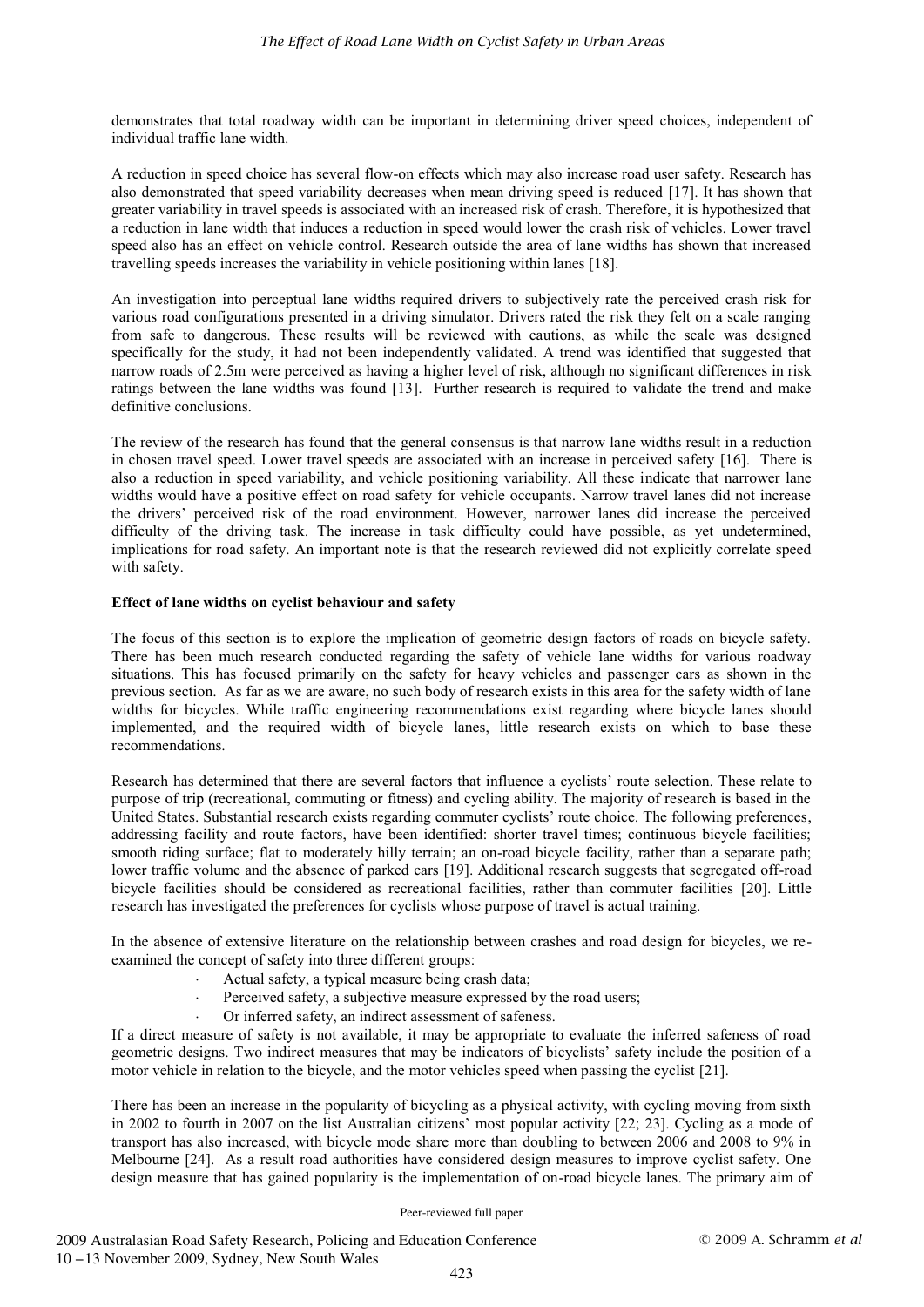demonstrates that total roadway width can be important in determining driver speed choices, independent of individual traffic lane width.

A reduction in speed choice has several flow-on effects which may also increase road user safety. Research has also demonstrated that speed variability decreases when mean driving speed is reduced [17]. It has shown that greater variability in travel speeds is associated with an increased risk of crash. Therefore, it is hypothesized that a reduction in lane width that induces a reduction in speed would lower the crash risk of vehicles. Lower travel speed also has an effect on vehicle control. Research outside the area of lane widths has shown that increased travelling speeds increases the variability in vehicle positioning within lanes [18].

An investigation into perceptual lane widths required drivers to subjectively rate the perceived crash risk for various road configurations presented in a driving simulator. Drivers rated the risk they felt on a scale ranging from safe to dangerous. These results will be reviewed with cautions, as while the scale was designed specifically for the study, it had not been independently validated. A trend was identified that suggested that narrow roads of 2.5m were perceived as having a higher level of risk, although no significant differences in risk ratings between the lane widths was found [13]. Further research is required to validate the trend and make definitive conclusions.

The review of the research has found that the general consensus is that narrow lane widths result in a reduction in chosen travel speed. Lower travel speeds are associated with an increase in perceived safety [16]. There is also a reduction in speed variability, and vehicle positioning variability. All these indicate that narrower lane widths would have a positive effect on road safety for vehicle occupants. Narrow travel lanes did not increase the drivers' perceived risk of the road environment. However, narrower lanes did increase the perceived difficulty of the driving task. The increase in task difficulty could have possible, as yet undetermined, implications for road safety. An important note is that the research reviewed did not explicitly correlate speed with safety.

**Effect of lane widths on cyclist behaviour and safety**

The focus of this section is to explore the implication of geometric design factors of roads on bicycle safety. There has been much research conducted regarding the safety of vehicle lane widths for various roadway situations. This has focused primarily on the safety for heavy vehicles and passenger cars as shown in the previous section. As far as we are aware, no such body of research exists in this area for the safety width of lane widths for bicycles. While traffic engineering recommendations exist regarding where bicycle lanes should implemented, and the required width of bicycle lanes, little research exists on which to base these recommendations.

Research has determined that there are several factors that influence a cyclists' route selection. These relate to purpose of trip (recreational, commuting or fitness) and cycling ability. The majority of research is based in the United States. Substantial research exists regarding commuter cyclists' route choice. The following preferences, addressing facility and route factors, have been identified: shorter travel times; continuous bicycle facilities; smooth riding surface; flat to moderately hilly terrain; an on-road bicycle facility, rather than a separate path; lower traffic volume and the absence of parked cars [19]. Additional research suggests that segregated off-road bicycle facilities should be considered as recreational facilities, rather than commuter facilities [20]. Little research has investigated the preferences for cyclists whose purpose of travel is actual training.

In the absence of extensive literature on the relationship between crashes and road design for bicycles, we re-examined the concept of safety into three different groups:

- Actual safety, a typical measure being crash data;
- Perceived safety, a subjective measure expressed by the road users;
- Or inferred safety, an indirect assessment of safeness.

If a direct measure of safety is not available, it may be appropriate to evaluate the inferred safeness of road geometric designs. Two indirect measures that may be indicators of bicyclists' safety include the position of a motor vehicle in relation to the bicycle, and the motor vehicles speed when passing the cyclist [21].

There has been an increase in the popularity of bicycling as a physical activity, with cycling moving from sixth in 2002 to fourth in 2007 on the list Australian citizens' most popular activity [22; 23]. Cycling as a mode of transport has also increased, with bicycle mode share more than doubling to between 2006 and 2008 to 9% in Melbourne [24]. As a result road authorities have considered design measures to improve cyclist safety. One design measure that has gained popularity is the implementation of on-road bicycle lanes. The primary aim of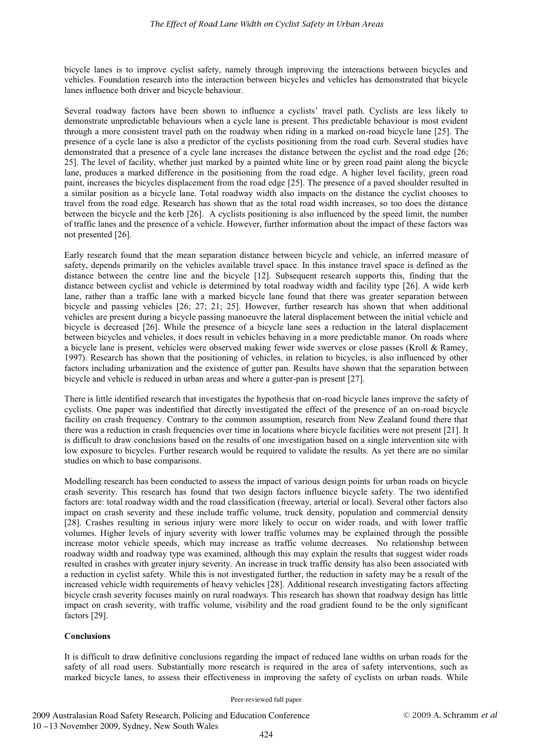bicycle lanes is to improve cyclist safety, namely through improving the interactions between bicycles and vehicles. Foundation research into the interaction between bicycles and vehicles has demonstrated that bicycle lanes influence both driver and bicycle behaviour.

Several roadway factors have been shown to influence a cyclists' travel path. Cyclists are less likely to demonstrate unpredictable behaviours when a cycle lane is present. This predictable behaviour is most evident through a more consistent travel path on the roadway when riding in a marked on-road bicycle lane [25]. The presence of a cycle lane is also a predictor of the cyclists positioning from the road curb. Several studies have demonstrated that a presence of a cycle lane increases the distance between the cyclist and the road edge [26; 25]. The level of facility, whether just marked by a painted white line or by green road paint along the bicycle lane, produces a marked difference in the positioning from the road edge. A higher level facility, green road paint, increases the bicycles displacement from the road edge [25]. The presence of a paved shoulder resulted in a similar position as a bicycle lane. Total roadway width also impacts on the distance the cyclist chooses to travel from the road edge. Research has shown that as the total road width increases, so too does the distance between the bicycle and the kerb [26]. A cyclists positioning is also influenced by the speed limit, the number of traffic lanes and the presence of a vehicle. However, further information about the impact of these factors was not presented [26].

Early research found that the mean separation distance between bicycle and vehicle, an inferred measure of safety, depends primarily on the vehicles available travel space. In this instance travel space is defined as the distance between the centre line and the bicycle [12]. Subsequent research supports this, finding that the distance between cyclist and vehicle is determined by total roadway width and facility type [26]. A wide kerb lane, rather than a traffic lane with a marked bicycle lane found that there was greater separation between bicycle and passing vehicles [26; 27; 21; 25]. However, further research has shown that when additional vehicles are present during a bicycle passing manoeuvre the lateral displacement between the initial vehicle and bicycle is decreased [26]. While the presence of a bicycle lane sees a reduction in the lateral displacement between bicycles and vehicles, it does result in vehicles behaving in a more predictable manor. On roads where a bicycle lane is present, vehicles were observed making fewer wide swerves or close passes (Kroll & Ramey, 1997). Research has shown that the positioning of vehicles, in relation to bicycles, is also influenced by other factors including urbanization and the existence of gutter pan. Results have shown that the separation between bicycle and vehicle is reduced in urban areas and where a gutter-pan is present [27].

There is little identified research that investigates the hypothesis that on-road bicycle lanes improve the safety of cyclists. One paper was indentified that directly investigated the effect of the presence of an on-road bicycle facility on crash frequency. Contrary to the common assumption, research from New Zealand found there that there was a reduction in crash frequencies over time in locations where bicycle facilities were not present [21]. It is difficult to draw conclusions based on the results of one investigation based on a single intervention site with low exposure to bicycles. Further research would be required to validate the results. As yet there are no similar studies on which to base comparisons.

Modelling research has been conducted to assess the impact of various design points for urban roads on bicycle crash severity. This research has found that two design factors influence bicycle safety. The two identified factors are: total roadway width and the road classification (freeway, arterial or local). Several other factors also impact on crash severity and these include traffic volume, truck density, population and commercial density [28]. Crashes resulting in serious injury were more likely to occur on wider roads, and with lower traffic volumes. Higher levels of injury severity with lower traffic volumes may be explained through the possible increase motor vehicle speeds, which may increase as traffic volume decreases. No relationship between roadway width and roadway type was examined, although this may explain the results that suggest wider roads resulted in crashes with greater injury severity. An increase in truck traffic density has also been associated with a reduction in cyclist safety. While this is not investigated further, the reduction in safety may be a result of the increased vehicle width requirements of heavy vehicles [28]. Additional research investigating factors affecting bicycle crash severity focuses mainly on rural roadways. This research has shown that roadway design has little impact on crash severity, with traffic volume, visibility and the road gradient found to be the only significant factors [29].

**Conclusions**

It is difficult to draw definitive conclusions regarding the impact of reduced lane widths on urban roads for the safety of all road users. Substantially more research is required in the area of safety interventions, such as marked bicycle lanes, to assess their effectiveness in improving the safety of cyclists on urban roads. While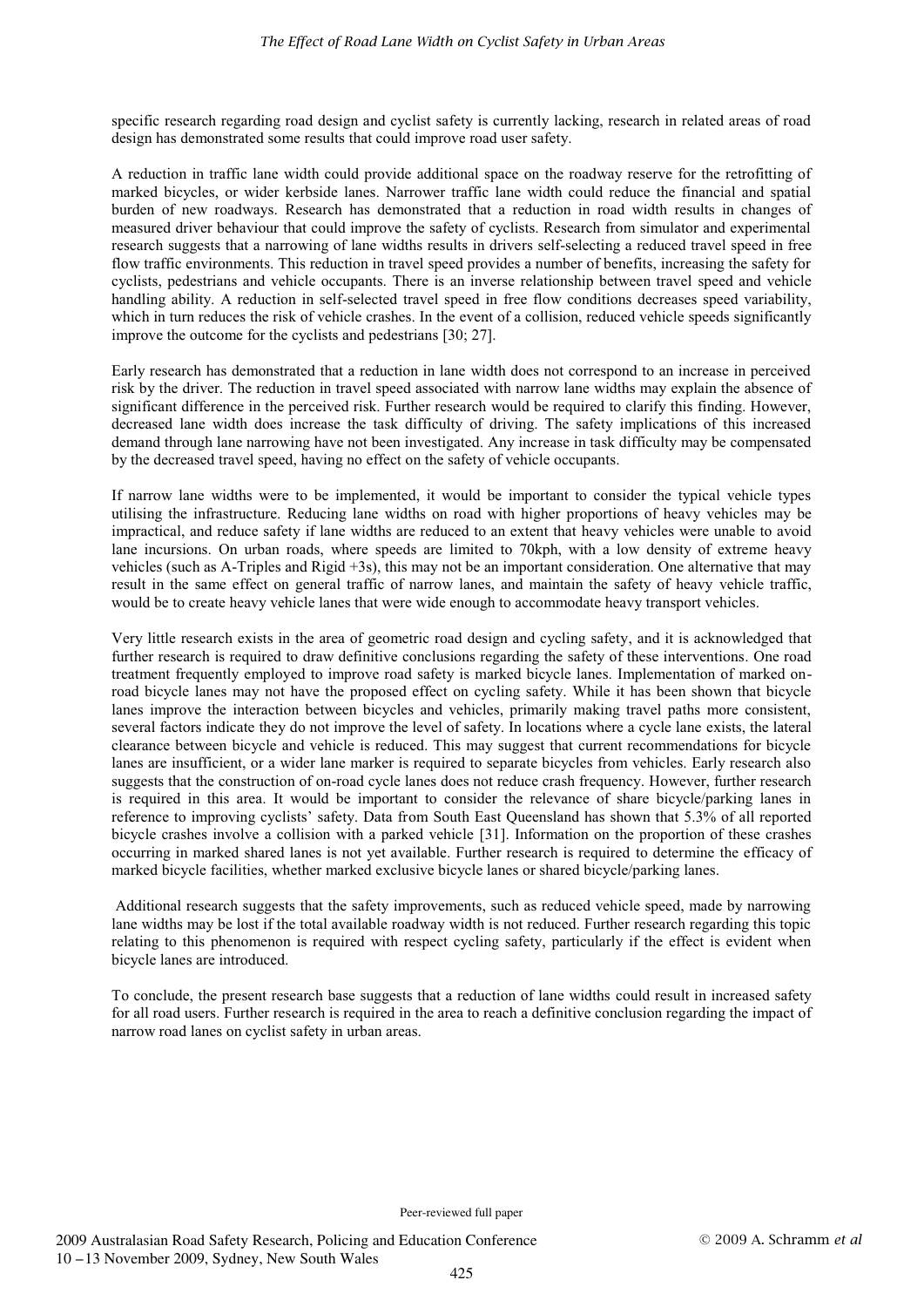specific research regarding road design and cyclist safety is currently lacking, research in related areas of road design has demonstrated some results that could improve road user safety.

A reduction in traffic lane width could provide additional space on the roadway reserve for the retrofitting of marked bicycles, or wider kerbside lanes. Narrower traffic lane width could reduce the financial and spatial burden of new roadways. Research has demonstrated that a reduction in road width results in changes of measured driver behaviour that could improve the safety of cyclists. Research from simulator and experimental research suggests that a narrowing of lane widths results in drivers self-selecting a reduced travel speed in free flow traffic environments. This reduction in travel speed provides a number of benefits, increasing the safety for cyclists, pedestrians and vehicle occupants. There is an inverse relationship between travel speed and vehicle handling ability. A reduction in self-selected travel speed in free flow conditions decreases speed variability, which in turn reduces the risk of vehicle crashes. In the event of a collision, reduced vehicle speeds significantly improve the outcome for the cyclists and pedestrians [30; 27].

Early research has demonstrated that a reduction in lane width does not correspond to an increase in perceived risk by the driver. The reduction in travel speed associated with narrow lane widths may explain the absence of significant difference in the perceived risk. Further research would be required to clarify this finding. However, decreased lane width does increase the task difficulty of driving. The safety implications of this increased demand through lane narrowing have not been investigated. Any increase in task difficulty may be compensated by the decreased travel speed, having no effect on the safety of vehicle occupants.

If narrow lane widths were to be implemented, it would be important to consider the typical vehicle types utilising the infrastructure. Reducing lane widths on road with higher proportions of heavy vehicles may be impractical, and reduce safety if lane widths are reduced to an extent that heavy vehicles were unable to avoid lane incursions. On urban roads, where speeds are limited to 70kph, with a low density of extreme heavy vehicles (such as A-Triples and Rigid +3s), this may not be an important consideration. One alternative that may result in the same effect on general traffic of narrow lanes, and maintain the safety of heavy vehicle traffic, would be to create heavy vehicle lanes that were wide enough to accommodate heavy transport vehicles.

Very little research exists in the area of geometric road design and cycling safety, and it is acknowledged that further research is required to draw definitive conclusions regarding the safety of these interventions. One road treatment frequently employed to improve road safety is marked bicycle lanes. Implementation of marked on-road bicycle lanes may not have the proposed effect on cycling safety. While it has been shown that bicycle lanes improve the interaction between bicycles and vehicles, primarily making travel paths more consistent, several factors indicate they do not improve the level of safety. In locations where a cycle lane exists, the lateral clearance between bicycle and vehicle is reduced. This may suggest that current recommendations for bicycle lanes are insufficient, or a wider lane marker is required to separate bicycles from vehicles. Early research also suggests that the construction of on-road cycle lanes does not reduce crash frequency. However, further research is required in this area. It would be important to consider the relevance of share bicycle/parking lanes in reference to improving cyclists' safety. Data from South East Queensland has shown that 5.3% of all reported bicycle crashes involve a collision with a parked vehicle [31]. Information on the proportion of these crashes occurring in marked shared lanes is not yet available. Further research is required to determine the efficacy of marked bicycle facilities, whether marked exclusive bicycle lanes or shared bicycle/parking lanes.

Additional research suggests that the safety improvements, such as reduced vehicle speed, made by narrowing lane widths may be lost if the total available roadway width is not reduced. Further research regarding this topic relating to this phenomenon is required with respect cycling safety, particularly if the effect is evident when bicycle lanes are introduced.

To conclude, the present research base suggests that a reduction of lane widths could result in increased safety for all road users. Further research is required in the area to reach a definitive conclusion regarding the impact of narrow road lanes on cyclist safety in urban areas.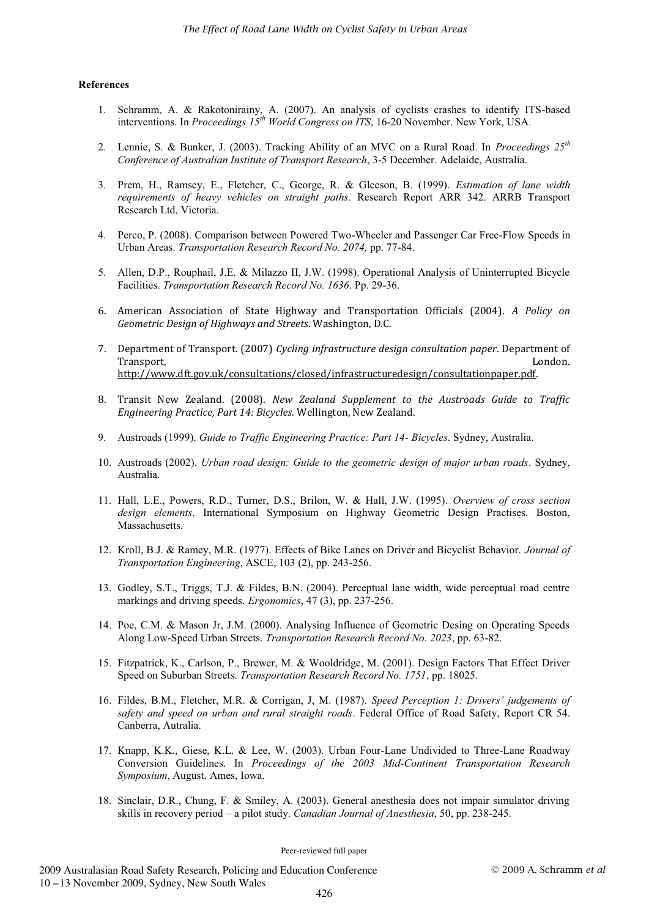**References**

1. Schramm, A. & Rakotonirainy, A. (2007). An analysis of cyclists crashes to identify ITS-based interventions. In *Proceedings 15th World Congress on ITS*, 16-20 November. New York, USA.

2. Lennie, S. & Bunker, J. (2003). Tracking Ability of an MVC on a Rural Road. In *Proceedings 25th Conference of Australian Institute of Transport Research*, 3-5 December. Adelaide, Australia.

3. Prem, H., Ramsey, E., Fletcher, C., George, R. & Gleeson, B. (1999). *Estimation of lane width requirements of heavy vehicles on straight paths*. Research Report ARR 342. ARRB Transport Research Ltd, Victoria.

4. Perco, P. (2008). Comparison between Powered Two-Wheeler and Passenger Car Free-Flow Speeds in Urban Areas. *Transportation Research Record No. 2074,* pp. 77-84.

5. Allen, D.P., Rouphail, J.E. & Milazzo II, J.W. (1998). Operational Analysis of Uninterrupted Bicycle Facilities. *Transportation Research Record No. 1636*. Pp. 29-36.

6. American Association of State Highway and Transportation Officials (2004). *A Policy on Geometric Design of Highways and Streets*. Washington, D.C.

7. Department of Transport. (2007) *Cycling infrastructure design consultation paper*. Department of Transport, London. http://www.dft.gov.uk/consultations/closed/infrastructuredesign/consultationpaper.pdf.

8. Transit New Zealand. (2008). *New Zealand Supplement to the Austroads Guide to Traffic Engineering Practice, Part 14: Bicycles*. Wellington, New Zealand.

9. Austroads (1999). *Guide to Traffic Engineering Practice: Part 14- Bicycles*. Sydney, Australia.

10. Austroads (2002). *Urban road design: Guide to the geometric design of major urban roads*. Sydney, Australia.

11. Hall, L.E., Powers, R.D., Turner, D.S., Brilon, W. & Hall, J.W. (1995). *Overview of cross section design elements*. International Symposium on Highway Geometric Design Practises. Boston, Massachusetts.

12. Kroll, B.J. & Ramey, M.R. (1977). Effects of Bike Lanes on Driver and Bicyclist Behavior. *Journal of Transportation Engineering*, ASCE, 103 (2), pp. 243-256.

13. Godley, S.T., Triggs, T.J. & Fildes, B.N. (2004). Perceptual lane width, wide perceptual road centre markings and driving speeds. *Ergonomics*, 47 (3), pp. 237-256.

14. Poe, C.M. & Mason Jr, J.M. (2000). Analysing Influence of Geometric Desing on Operating Speeds Along Low-Speed Urban Streets. *Transportation Research Record No. 2023*, pp. 63-82.

15. Fitzpatrick, K., Carlson, P., Brewer, M. & Wooldridge, M. (2001). Design Factors That Effect Driver Speed on Suburban Streets. *Transportation Research Record No. 1751*, pp. 18025.

16. Fildes, B.M., Fletcher, M.R. & Corrigan, J, M. (1987). *Speed Perception 1: Drivers' judgements of safety and speed on urban and rural straight roads*. Federal Office of Road Safety, Report CR 54. Canberra, Autralia.

17. Knapp, K.K., Giese, K.L. & Lee, W. (2003). Urban Four-Lane Undivided to Three-Lane Roadway Conversion Guidelines. In *Proceedings of the 2003 Mid-Continent Transportation Research Symposium*, August. Ames, Iowa.

18. Sinclair, D.R., Chung, F. & Smiley, A. (2003). General anesthesia does not impair simulator driving skills in recovery period – a pilot study. *Canadian Journal of Anesthesia*, 50, pp. 238-245.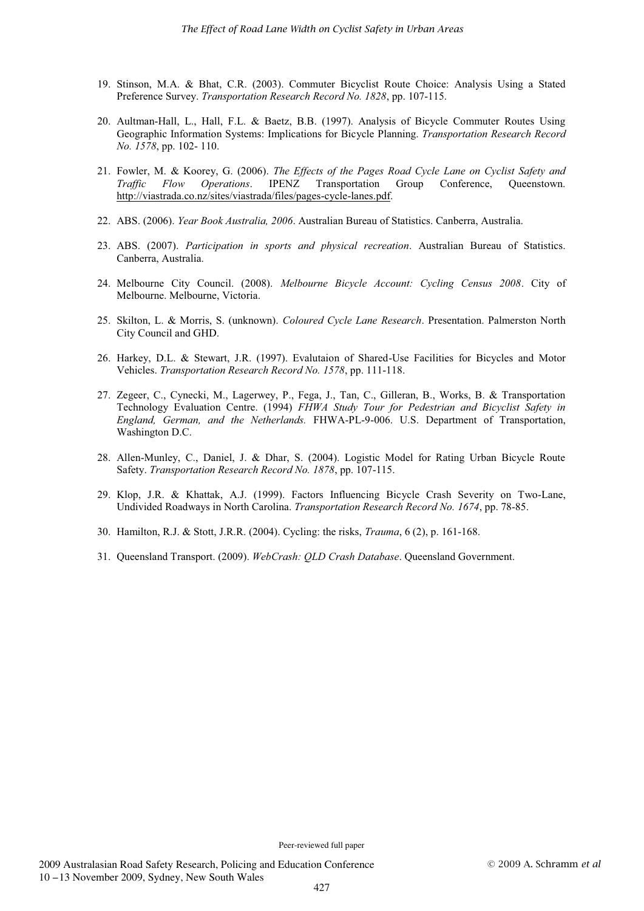19. Stinson, M.A. & Bhat, C.R. (2003). Commuter Bicyclist Route Choice: Analysis Using a Stated Preference Survey. *Transportation Research Record No. 1828*, pp. 107-115.

20. Aultman-Hall, L., Hall, F.L. & Baetz, B.B. (1997). Analysis of Bicycle Commuter Routes Using Geographic Information Systems: Implications for Bicycle Planning. *Transportation Research Record No. 1578*, pp. 102- 110.

21. Fowler, M. & Koorey, G. (2006). *The Effects of the Pages Road Cycle Lane on Cyclist Safety and Traffic Flow Operations*. IPENZ Transportation Group Conference, Queenstown. http://viastrada.co.nz/sites/viastrada/files/pages-cycle-lanes.pdf.

22. ABS. (2006). *Year Book Australia, 2006*. Australian Bureau of Statistics. Canberra, Australia.

23. ABS. (2007). *Participation in sports and physical recreation*. Australian Bureau of Statistics. Canberra, Australia.

24. Melbourne City Council. (2008). *Melbourne Bicycle Account: Cycling Census 2008*. City of Melbourne. Melbourne, Victoria.

25. Skilton, L. & Morris, S. (unknown). *Coloured Cycle Lane Research*. Presentation. Palmerston North City Council and GHD.

26. Harkey, D.L. & Stewart, J.R. (1997). Evalutaion of Shared-Use Facilities for Bicycles and Motor Vehicles. *Transportation Research Record No. 1578*, pp. 111-118.

27. Zegeer, C., Cynecki, M., Lagerwey, P., Fega, J., Tan, C., Gilleran, B., Works, B. & Transportation Technology Evaluation Centre. (1994) *FHWA Study Tour for Pedestrian and Bicyclist Safety in England, German, and the Netherlands.* FHWA-PL-9-006. U.S. Department of Transportation, Washington D.C.

28. Allen-Munley, C., Daniel, J. & Dhar, S. (2004). Logistic Model for Rating Urban Bicycle Route Safety. *Transportation Research Record No. 1878*, pp. 107-115.

29. Klop, J.R. & Khattak, A.J. (1999). Factors Influencing Bicycle Crash Severity on Two-Lane, Undivided Roadways in North Carolina. *Transportation Research Record No. 1674*, pp. 78-85.

30. Hamilton, R.J. & Stott, J.R.R. (2004). Cycling: the risks, *Trauma*, 6 (2), p. 161-168.

31. Queensland Transport. (2009). *WebCrash: QLD Crash Database*. Queensland Government.